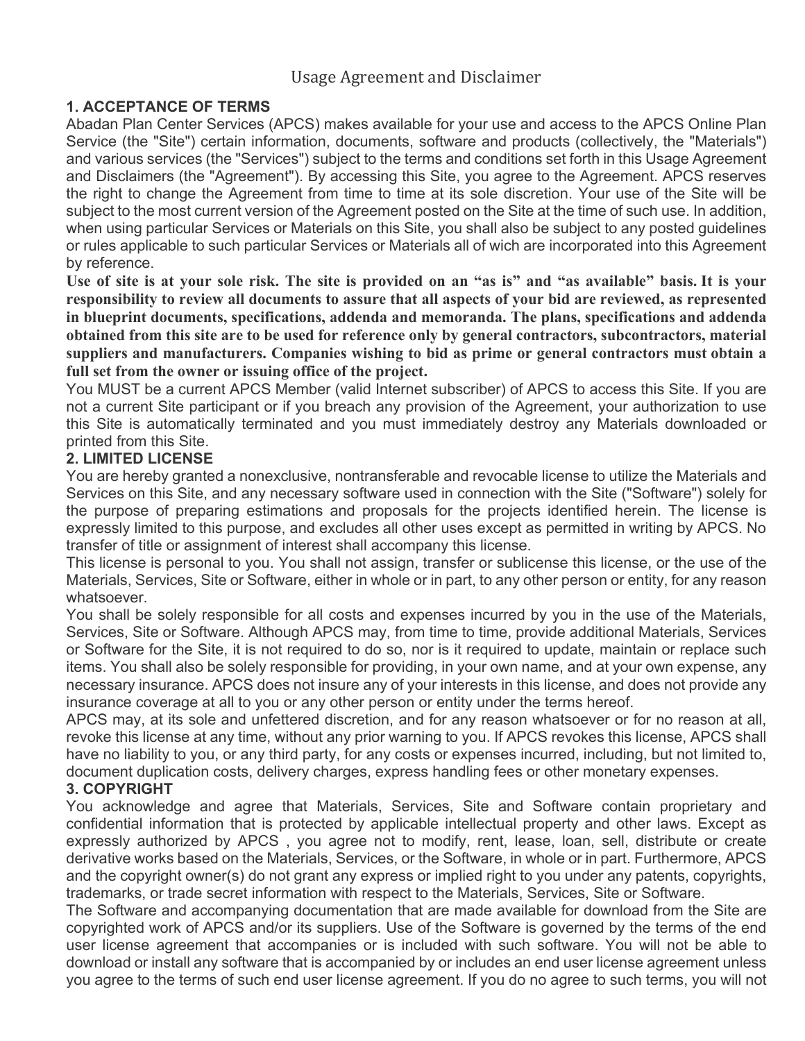# Usage Agreement and Disclaimer

## 1. ACCEPTANCE OF TERMS

Abadan Plan Center Services (APCS) makes available for your use and access to the APCS Online Plan Service (the "Site") certain information, documents, software and products (collectively, the "Materials") and various services (the "Services") subject to the terms and conditions set forth in this Usage Agreement and Disclaimers (the "Agreement"). By accessing this Site, you agree to the Agreement. APCS reserves the right to change the Agreement from time to time at its sole discretion. Your use of the Site will be subject to the most current version of the Agreement posted on the Site at the time of such use. In addition, when using particular Services or Materials on this Site, you shall also be subject to any posted guidelines or rules applicable to such particular Services or Materials all of wich are incorporated into this Agreement by reference.

**Use of site is at your sole risk. The site is provided on an "as is" and "as available" basis. It is your responsibility to review all documents to assure that all aspects of your bid are reviewed, as represented in blueprint documents, specifications, addenda and memoranda. The plans, specifications and addenda obtained from this site are to be used for reference only by general contractors, subcontractors, material suppliers and manufacturers. Companies wishing to bid as prime or general contractors must obtain a full set from the owner or issuing office of the project.**

You MUST be a current APCS Member (valid Internet subscriber) of APCS to access this Site. If you are not a current Site participant or if you breach any provision of the Agreement, your authorization to use this Site is automatically terminated and you must immediately destroy any Materials downloaded or printed from this Site.

## 2. LIMITED LICENSE

You are hereby granted a nonexclusive, nontransferable and revocable license to utilize the Materials and Services on this Site, and any necessary software used in connection with the Site ("Software") solely for the purpose of preparing estimations and proposals for the projects identified herein. The license is expressly limited to this purpose, and excludes all other uses except as permitted in writing by APCS. No transfer of title or assignment of interest shall accompany this license.

This license is personal to you. You shall not assign, transfer or sublicense this license, or the use of the Materials, Services, Site or Software, either in whole or in part, to any other person or entity, for any reason whatsoever.

You shall be solely responsible for all costs and expenses incurred by you in the use of the Materials, Services, Site or Software. Although APCS may, from time to time, provide additional Materials, Services or Software for the Site, it is not required to do so, nor is it required to update, maintain or replace such items. You shall also be solely responsible for providing, in your own name, and at your own expense, any necessary insurance. APCS does not insure any of your interests in this license, and does not provide any insurance coverage at all to you or any other person or entity under the terms hereof.

APCS may, at its sole and unfettered discretion, and for any reason whatsoever or for no reason at all, revoke this license at any time, without any prior warning to you. If APCS revokes this license, APCS shall have no liability to you, or any third party, for any costs or expenses incurred, including, but not limited to, document duplication costs, delivery charges, express handling fees or other monetary expenses.

## 3. COPYRIGHT

You acknowledge and agree that Materials, Services, Site and Software contain proprietary and confidential information that is protected by applicable intellectual property and other laws. Except as expressly authorized by APCS , you agree not to modify, rent, lease, loan, sell, distribute or create derivative works based on the Materials, Services, or the Software, in whole or in part. Furthermore, APCS and the copyright owner(s) do not grant any express or implied right to you under any patents, copyrights, trademarks, or trade secret information with respect to the Materials, Services, Site or Software.

The Software and accompanying documentation that are made available for download from the Site are copyrighted work of APCS and/or its suppliers. Use of the Software is governed by the terms of the end user license agreement that accompanies or is included with such software. You will not be able to download or install any software that is accompanied by or includes an end user license agreement unless you agree to the terms of such end user license agreement. If you do no agree to such terms, you will not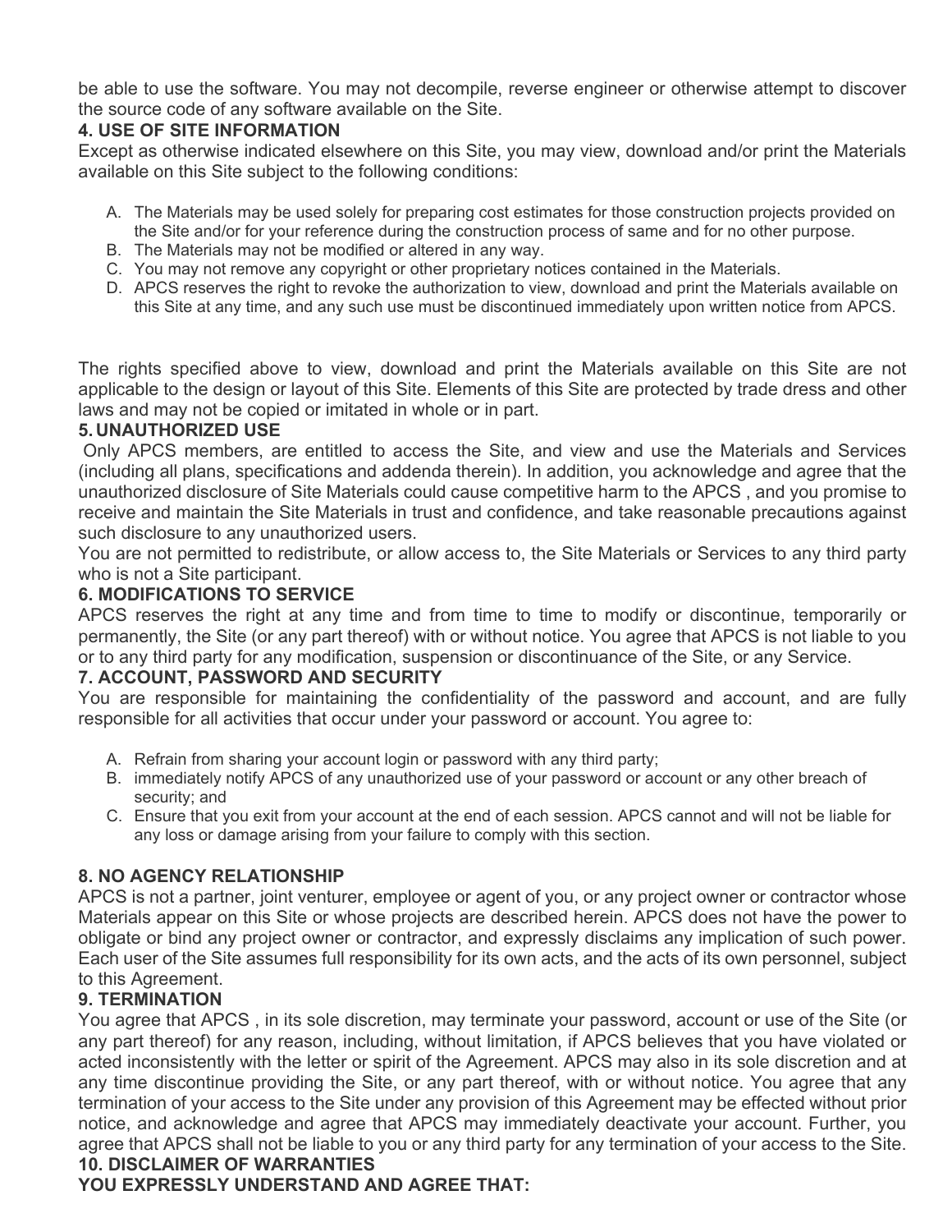be able to use the software. You may not decompile, reverse engineer or otherwise attempt to discover the source code of any software available on the Site.

**4. USE OF SITE INFORMATION**

Except as otherwise indicated elsewhere on this Site, you may view, download and/or print the Materials available on this Site subject to the following conditions:

A. The Materials may be used solely for preparing cost estimates for those construction projects provided on the Site and/or for your reference during the construction process of same and for no other purpose.
B. The Materials may not be modified or altered in any way.
C. You may not remove any copyright or other proprietary notices contained in the Materials.
D. APCS reserves the right to revoke the authorization to view, download and print the Materials available on this Site at any time, and any such use must be discontinued immediately upon written notice from APCS.

The rights specified above to view, download and print the Materials available on this Site are not applicable to the design or layout of this Site. Elements of this Site are protected by trade dress and other laws and may not be copied or imitated in whole or in part.

**5. UNAUTHORIZED USE**

Only APCS members, are entitled to access the Site, and view and use the Materials and Services (including all plans, specifications and addenda therein). In addition, you acknowledge and agree that the unauthorized disclosure of Site Materials could cause competitive harm to the APCS , and you promise to receive and maintain the Site Materials in trust and confidence, and take reasonable precautions against such disclosure to any unauthorized users.

You are not permitted to redistribute, or allow access to, the Site Materials or Services to any third party who is not a Site participant.

**6. MODIFICATIONS TO SERVICE**

APCS reserves the right at any time and from time to time to modify or discontinue, temporarily or permanently, the Site (or any part thereof) with or without notice. You agree that APCS is not liable to you or to any third party for any modification, suspension or discontinuance of the Site, or any Service.

**7. ACCOUNT, PASSWORD AND SECURITY**

You are responsible for maintaining the confidentiality of the password and account, and are fully responsible for all activities that occur under your password or account. You agree to:

A. Refrain from sharing your account login or password with any third party;
B. immediately notify APCS of any unauthorized use of your password or account or any other breach of security; and
C. Ensure that you exit from your account at the end of each session. APCS cannot and will not be liable for any loss or damage arising from your failure to comply with this section.

**8. NO AGENCY RELATIONSHIP**

APCS is not a partner, joint venturer, employee or agent of you, or any project owner or contractor whose Materials appear on this Site or whose projects are described herein. APCS does not have the power to obligate or bind any project owner or contractor, and expressly disclaims any implication of such power. Each user of the Site assumes full responsibility for its own acts, and the acts of its own personnel, subject to this Agreement.

**9. TERMINATION**

You agree that APCS , in its sole discretion, may terminate your password, account or use of the Site (or any part thereof) for any reason, including, without limitation, if APCS believes that you have violated or acted inconsistently with the letter or spirit of the Agreement. APCS may also in its sole discretion and at any time discontinue providing the Site, or any part thereof, with or without notice. You agree that any termination of your access to the Site under any provision of this Agreement may be effected without prior notice, and acknowledge and agree that APCS may immediately deactivate your account. Further, you agree that APCS shall not be liable to you or any third party for any termination of your access to the Site.

**10. DISCLAIMER OF WARRANTIES**

**YOU EXPRESSLY UNDERSTAND AND AGREE THAT:**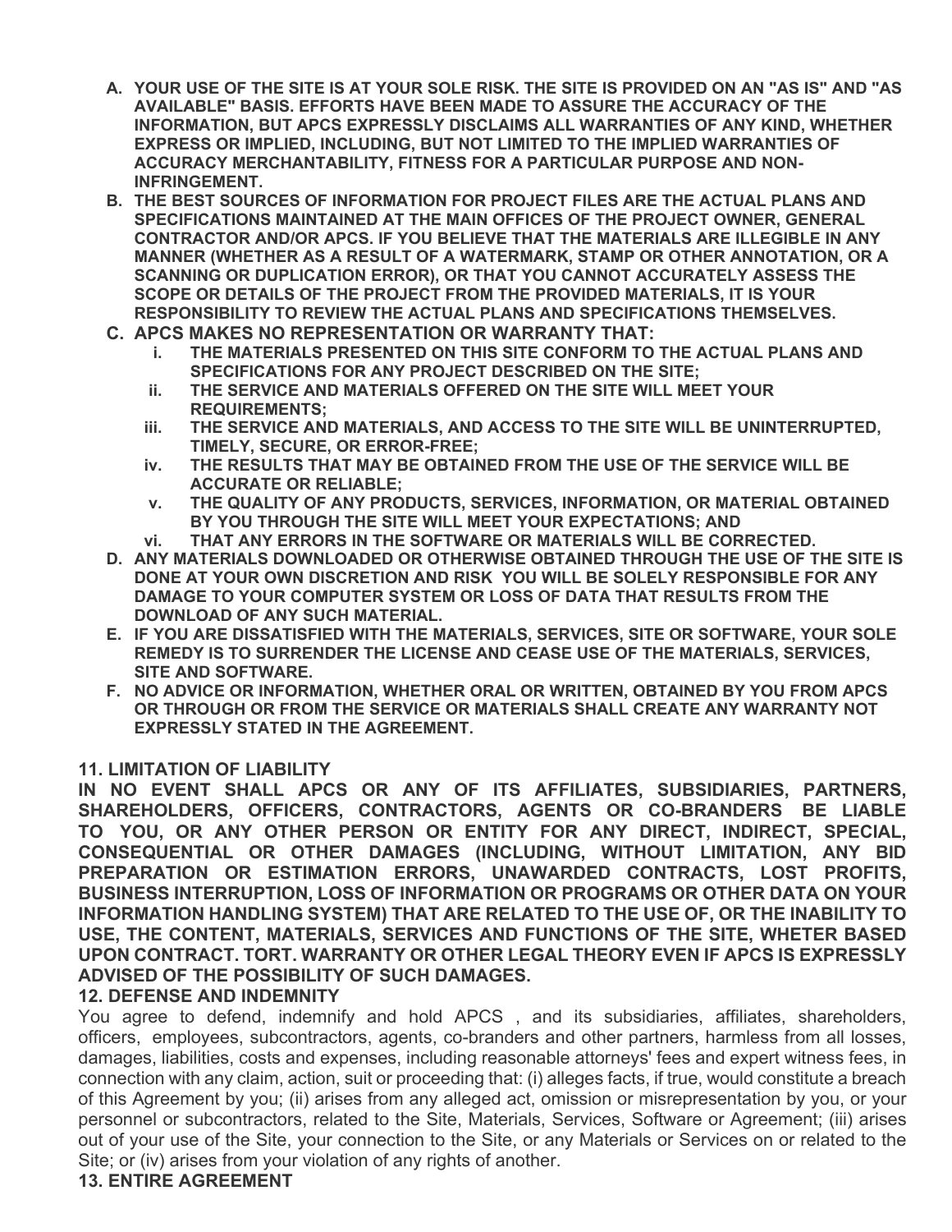A. YOUR USE OF THE SITE IS AT YOUR SOLE RISK. THE SITE IS PROVIDED ON AN "AS IS" AND "AS AVAILABLE" BASIS. EFFORTS HAVE BEEN MADE TO ASSURE THE ACCURACY OF THE INFORMATION, BUT APCS EXPRESSLY DISCLAIMS ALL WARRANTIES OF ANY KIND, WHETHER EXPRESS OR IMPLIED, INCLUDING, BUT NOT LIMITED TO THE IMPLIED WARRANTIES OF ACCURACY MERCHANTABILITY, FITNESS FOR A PARTICULAR PURPOSE AND NON-INFRINGEMENT.

B. THE BEST SOURCES OF INFORMATION FOR PROJECT FILES ARE THE ACTUAL PLANS AND SPECIFICATIONS MAINTAINED AT THE MAIN OFFICES OF THE PROJECT OWNER, GENERAL CONTRACTOR AND/OR APCS. IF YOU BELIEVE THAT THE MATERIALS ARE ILLEGIBLE IN ANY MANNER (WHETHER AS A RESULT OF A WATERMARK, STAMP OR OTHER ANNOTATION, OR A SCANNING OR DUPLICATION ERROR), OR THAT YOU CANNOT ACCURATELY ASSESS THE SCOPE OR DETAILS OF THE PROJECT FROM THE PROVIDED MATERIALS, IT IS YOUR RESPONSIBILITY TO REVIEW THE ACTUAL PLANS AND SPECIFICATIONS THEMSELVES.

C. APCS MAKES NO REPRESENTATION OR WARRANTY THAT:
   i. THE MATERIALS PRESENTED ON THIS SITE CONFORM TO THE ACTUAL PLANS AND SPECIFICATIONS FOR ANY PROJECT DESCRIBED ON THE SITE;
   ii. THE SERVICE AND MATERIALS OFFERED ON THE SITE WILL MEET YOUR REQUIREMENTS;
   iii. THE SERVICE AND MATERIALS, AND ACCESS TO THE SITE WILL BE UNINTERRUPTED, TIMELY, SECURE, OR ERROR-FREE;
   iv. THE RESULTS THAT MAY BE OBTAINED FROM THE USE OF THE SERVICE WILL BE ACCURATE OR RELIABLE;
   v. THE QUALITY OF ANY PRODUCTS, SERVICES, INFORMATION, OR MATERIAL OBTAINED BY YOU THROUGH THE SITE WILL MEET YOUR EXPECTATIONS; AND
   vi. THAT ANY ERRORS IN THE SOFTWARE OR MATERIALS WILL BE CORRECTED.

D. ANY MATERIALS DOWNLOADED OR OTHERWISE OBTAINED THROUGH THE USE OF THE SITE IS DONE AT YOUR OWN DISCRETION AND RISK YOU WILL BE SOLELY RESPONSIBLE FOR ANY DAMAGE TO YOUR COMPUTER SYSTEM OR LOSS OF DATA THAT RESULTS FROM THE DOWNLOAD OF ANY SUCH MATERIAL.

E. IF YOU ARE DISSATISFIED WITH THE MATERIALS, SERVICES, SITE OR SOFTWARE, YOUR SOLE REMEDY IS TO SURRENDER THE LICENSE AND CEASE USE OF THE MATERIALS, SERVICES, SITE AND SOFTWARE.

F. NO ADVICE OR INFORMATION, WHETHER ORAL OR WRITTEN, OBTAINED BY YOU FROM APCS OR THROUGH OR FROM THE SERVICE OR MATERIALS SHALL CREATE ANY WARRANTY NOT EXPRESSLY STATED IN THE AGREEMENT.

### 11. LIMITATION OF LIABILITY

**IN NO EVENT SHALL APCS OR ANY OF ITS AFFILIATES, SUBSIDIARIES, PARTNERS, SHAREHOLDERS, OFFICERS, CONTRACTORS, AGENTS OR CO-BRANDERS BE LIABLE TO YOU, OR ANY OTHER PERSON OR ENTITY FOR ANY DIRECT, INDIRECT, SPECIAL, CONSEQUENTIAL OR OTHER DAMAGES (INCLUDING, WITHOUT LIMITATION, ANY BID PREPARATION OR ESTIMATION ERRORS, UNAWARDED CONTRACTS, LOST PROFITS, BUSINESS INTERRUPTION, LOSS OF INFORMATION OR PROGRAMS OR OTHER DATA ON YOUR INFORMATION HANDLING SYSTEM) THAT ARE RELATED TO THE USE OF, OR THE INABILITY TO USE, THE CONTENT, MATERIALS, SERVICES AND FUNCTIONS OF THE SITE, WHETER BASED UPON CONTRACT. TORT. WARRANTY OR OTHER LEGAL THEORY EVEN IF APCS IS EXPRESSLY ADVISED OF THE POSSIBILITY OF SUCH DAMAGES.**

### 12. DEFENSE AND INDEMNITY

You agree to defend, indemnify and hold APCS , and its subsidiaries, affiliates, shareholders, officers, employees, subcontractors, agents, co-branders and other partners, harmless from all losses, damages, liabilities, costs and expenses, including reasonable attorneys' fees and expert witness fees, in connection with any claim, action, suit or proceeding that: (i) alleges facts, if true, would constitute a breach of this Agreement by you; (ii) arises from any alleged act, omission or misrepresentation by you, or your personnel or subcontractors, related to the Site, Materials, Services, Software or Agreement; (iii) arises out of your use of the Site, your connection to the Site, or any Materials or Services on or related to the Site; or (iv) arises from your violation of any rights of another.

### 13. ENTIRE AGREEMENT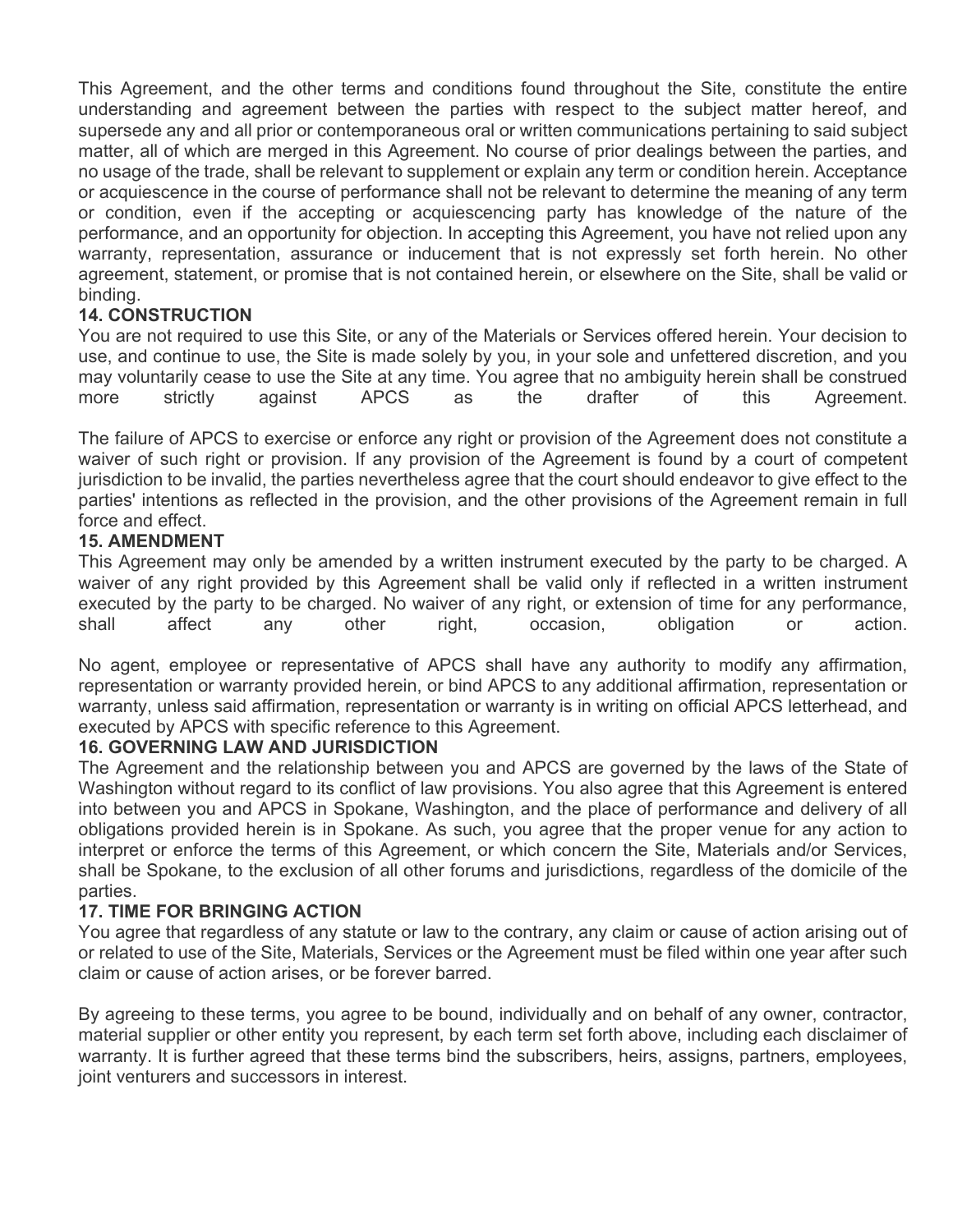This Agreement, and the other terms and conditions found throughout the Site, constitute the entire understanding and agreement between the parties with respect to the subject matter hereof, and supersede any and all prior or contemporaneous oral or written communications pertaining to said subject matter, all of which are merged in this Agreement. No course of prior dealings between the parties, and no usage of the trade, shall be relevant to supplement or explain any term or condition herein. Acceptance or acquiescence in the course of performance shall not be relevant to determine the meaning of any term or condition, even if the accepting or acquiescencing party has knowledge of the nature of the performance, and an opportunity for objection. In accepting this Agreement, you have not relied upon any warranty, representation, assurance or inducement that is not expressly set forth herein. No other agreement, statement, or promise that is not contained herein, or elsewhere on the Site, shall be valid or binding.

**14. CONSTRUCTION**

You are not required to use this Site, or any of the Materials or Services offered herein. Your decision to use, and continue to use, the Site is made solely by you, in your sole and unfettered discretion, and you may voluntarily cease to use the Site at any time. You agree that no ambiguity herein shall be construed more strictly against APCS as the drafter of this Agreement.

The failure of APCS to exercise or enforce any right or provision of the Agreement does not constitute a waiver of such right or provision. If any provision of the Agreement is found by a court of competent jurisdiction to be invalid, the parties nevertheless agree that the court should endeavor to give effect to the parties' intentions as reflected in the provision, and the other provisions of the Agreement remain in full force and effect.

**15. AMENDMENT**

This Agreement may only be amended by a written instrument executed by the party to be charged. A waiver of any right provided by this Agreement shall be valid only if reflected in a written instrument executed by the party to be charged. No waiver of any right, or extension of time for any performance, shall affect any other right, occasion, obligation or action.

No agent, employee or representative of APCS shall have any authority to modify any affirmation, representation or warranty provided herein, or bind APCS to any additional affirmation, representation or warranty, unless said affirmation, representation or warranty is in writing on official APCS letterhead, and executed by APCS with specific reference to this Agreement.

**16. GOVERNING LAW AND JURISDICTION**

The Agreement and the relationship between you and APCS are governed by the laws of the State of Washington without regard to its conflict of law provisions. You also agree that this Agreement is entered into between you and APCS in Spokane, Washington, and the place of performance and delivery of all obligations provided herein is in Spokane. As such, you agree that the proper venue for any action to interpret or enforce the terms of this Agreement, or which concern the Site, Materials and/or Services, shall be Spokane, to the exclusion of all other forums and jurisdictions, regardless of the domicile of the parties.

**17. TIME FOR BRINGING ACTION**

You agree that regardless of any statute or law to the contrary, any claim or cause of action arising out of or related to use of the Site, Materials, Services or the Agreement must be filed within one year after such claim or cause of action arises, or be forever barred.

By agreeing to these terms, you agree to be bound, individually and on behalf of any owner, contractor, material supplier or other entity you represent, by each term set forth above, including each disclaimer of warranty. It is further agreed that these terms bind the subscribers, heirs, assigns, partners, employees, joint venturers and successors in interest.